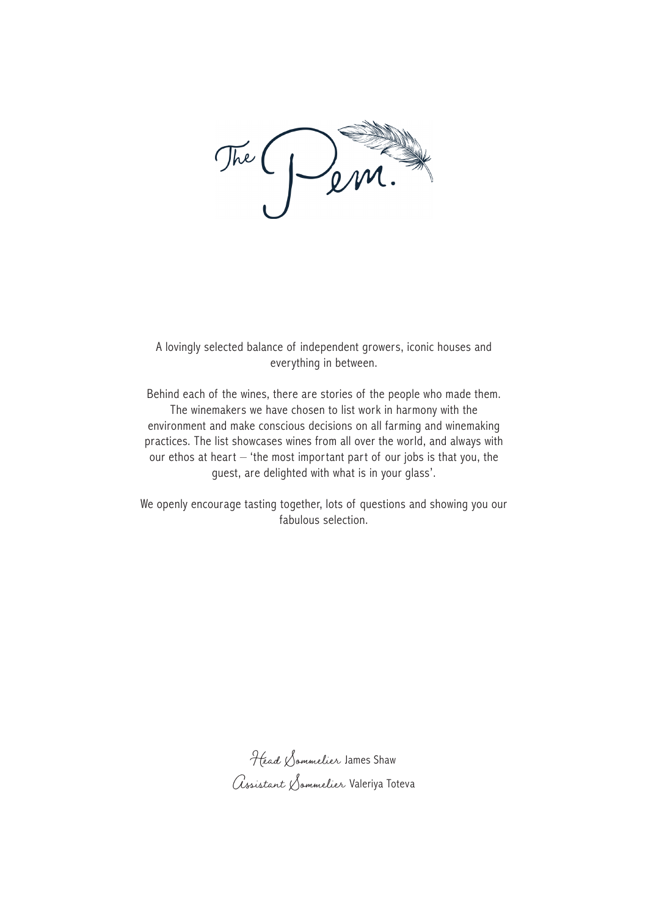# The Pem.

A lovingly selected balance of independent growers, iconic houses and everything in between.

Behind each of the wines, there are stories of the people who made them. The winemakers we have chosen to list work in harmony with the environment and make conscious decisions on all farming and winemaking practices. The list showcases wines from all over the world, and always with our ethos at heart – 'the most important part of our jobs is that you, the guest, are delighted with what is in your glass'.

We openly encourage tasting together, lots of questions and showing you our fabulous selection.

*Head Sommelier* James Shaw

*Assistant Sommelier* Valeriya Toteva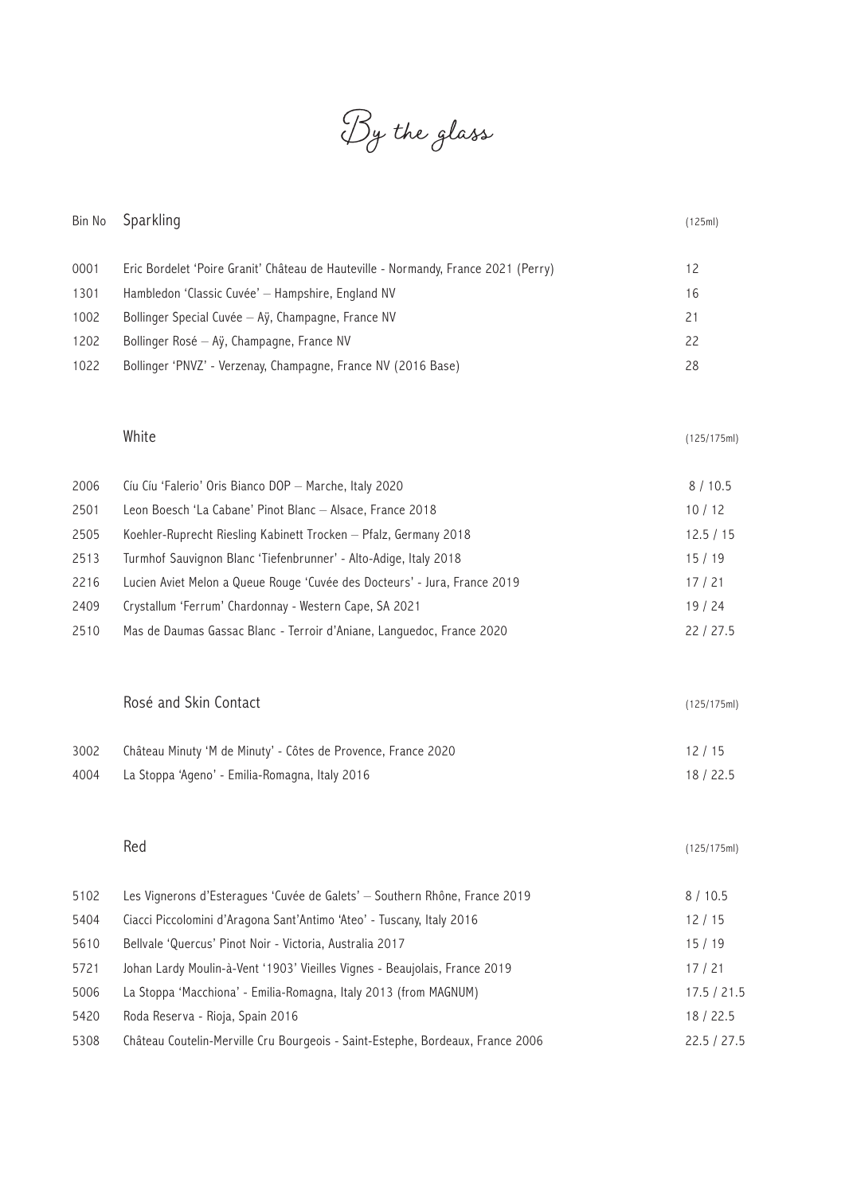# By the glass

| Bin No | Sparkling | (125ml) |
|---|---|---|
| 0001 | Eric Bordelet 'Poire Granit' Château de Hauteville - Normandy, France 2021 (Perry) | 12 |
| 1301 | Hambledon 'Classic Cuvée' – Hampshire, England NV | 16 |
| 1002 | Bollinger Special Cuvée – Aÿ, Champagne, France NV | 21 |
| 1202 | Bollinger Rosé – Aÿ, Champagne, France NV | 22 |
| 1022 | Bollinger 'PNVZ' - Verzenay, Champagne, France NV (2016 Base) | 28 |

| | White | (125/175ml) |
|---|---|---|
| 2006 | Cíu Cíu 'Falerio' Oris Bianco DOP – Marche, Italy 2020 | 8 / 10.5 |
| 2501 | Leon Boesch 'La Cabane' Pinot Blanc – Alsace, France 2018 | 10 / 12 |
| 2505 | Koehler-Ruprecht Riesling Kabinett Trocken – Pfalz, Germany 2018 | 12.5 / 15 |
| 2513 | Turmhof Sauvignon Blanc 'Tiefenbrunner' - Alto-Adige, Italy 2018 | 15 / 19 |
| 2216 | Lucien Aviet Melon a Queue Rouge 'Cuvée des Docteurs' - Jura, France 2019 | 17 / 21 |
| 2409 | Crystallum 'Ferrum' Chardonnay - Western Cape, SA 2021 | 19 / 24 |
| 2510 | Mas de Daumas Gassac Blanc - Terroir d'Aniane, Languedoc, France 2020 | 22 / 27.5 |

| | Rosé and Skin Contact | (125/175ml) |
|---|---|---|
| 3002 | Château Minuty 'M de Minuty' - Côtes de Provence, France 2020 | 12 / 15 |
| 4004 | La Stoppa 'Ageno' - Emilia-Romagna, Italy 2016 | 18 / 22.5 |

| | Red | (125/175ml) |
|---|---|---|
| 5102 | Les Vignerons d'Esteragues 'Cuvée de Galets' – Southern Rhône, France 2019 | 8 / 10.5 |
| 5404 | Ciacci Piccolomini d'Aragona Sant'Antimo 'Ateo' - Tuscany, Italy 2016 | 12 / 15 |
| 5610 | Bellvale 'Quercus' Pinot Noir - Victoria, Australia 2017 | 15 / 19 |
| 5721 | Johan Lardy Moulin-à-Vent '1903' Vieilles Vignes - Beaujolais, France 2019 | 17 / 21 |
| 5006 | La Stoppa 'Macchiona' - Emilia-Romagna, Italy 2013 (from MAGNUM) | 17.5 / 21.5 |
| 5420 | Roda Reserva - Rioja, Spain 2016 | 18 / 22.5 |
| 5308 | Château Coutelin-Merville Cru Bourgeois - Saint-Estephe, Bordeaux, France 2006 | 22.5 / 27.5 |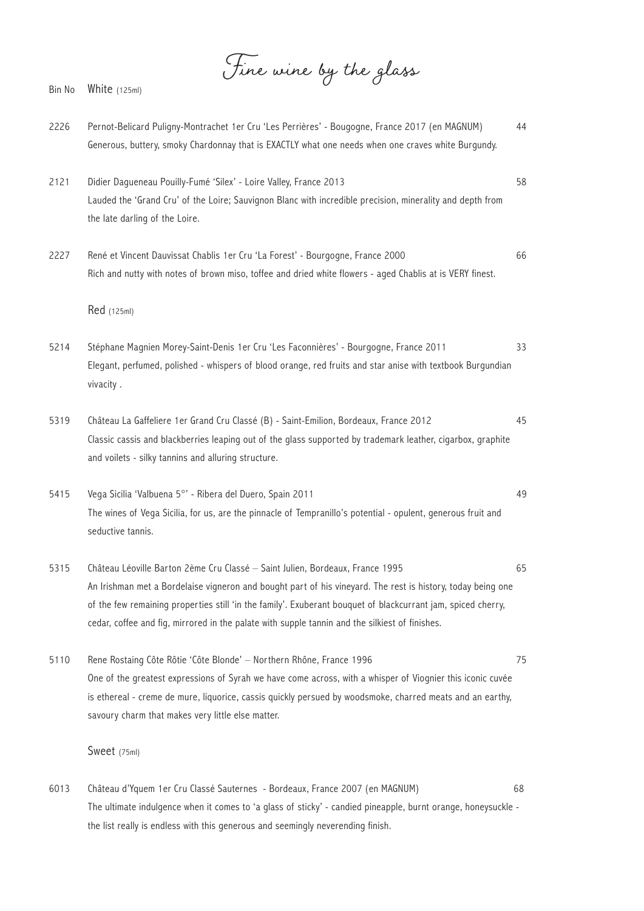# Fine wine by the glass

Bin No White (125ml)

2226 Pernot-Belicard Puligny-Montrachet 1er Cru 'Les Perrières' - Bougogne, France 2017 (en MAGNUM) 44
Generous, buttery, smoky Chardonnay that is EXACTLY what one needs when one craves white Burgundy.

2121 Didier Dagueneau Pouilly-Fumé 'Silex' - Loire Valley, France 2013 58
Lauded the 'Grand Cru' of the Loire; Sauvignon Blanc with incredible precision, minerality and depth from the late darling of the Loire.

2227 René et Vincent Dauvissat Chablis 1er Cru 'La Forest' - Bourgogne, France 2000 66
Rich and nutty with notes of brown miso, toffee and dried white flowers - aged Chablis at is VERY finest.

Red (125ml)

5214 Stéphane Magnien Morey-Saint-Denis 1er Cru 'Les Faconnières' - Bourgogne, France 2011 33
Elegant, perfumed, polished - whispers of blood orange, red fruits and star anise with textbook Burgundian vivacity .

5319 Château La Gaffeliere 1er Grand Cru Classé (B) - Saint-Emilion, Bordeaux, France 2012 45
Classic cassis and blackberries leaping out of the glass supported by trademark leather, cigarbox, graphite and voilets - silky tannins and alluring structure.

5415 Vega Sicilia 'Valbuena 5°' - Ribera del Duero, Spain 2011 49
The wines of Vega Sicilia, for us, are the pinnacle of Tempranillo's potential - opulent, generous fruit and seductive tannis.

5315 Château Léoville Barton 2ème Cru Classé – Saint Julien, Bordeaux, France 1995 65
An Irishman met a Bordelaise vigneron and bought part of his vineyard. The rest is history, today being one of the few remaining properties still 'in the family'. Exuberant bouquet of blackcurrant jam, spiced cherry, cedar, coffee and fig, mirrored in the palate with supple tannin and the silkiest of finishes.

5110 Rene Rostaing Côte Rôtie 'Côte Blonde' – Northern Rhône, France 1996 75
One of the greatest expressions of Syrah we have come across, with a whisper of Viognier this iconic cuvée is ethereal - creme de mure, liquorice, cassis quickly persued by woodsmoke, charred meats and an earthy, savoury charm that makes very little else matter.

Sweet (75ml)

6013 Château d'Yquem 1er Cru Classé Sauternes - Bordeaux, France 2007 (en MAGNUM) 68
The ultimate indulgence when it comes to 'a glass of sticky' - candied pineapple, burnt orange, honeysuckle - the list really is endless with this generous and seemingly neverending finish.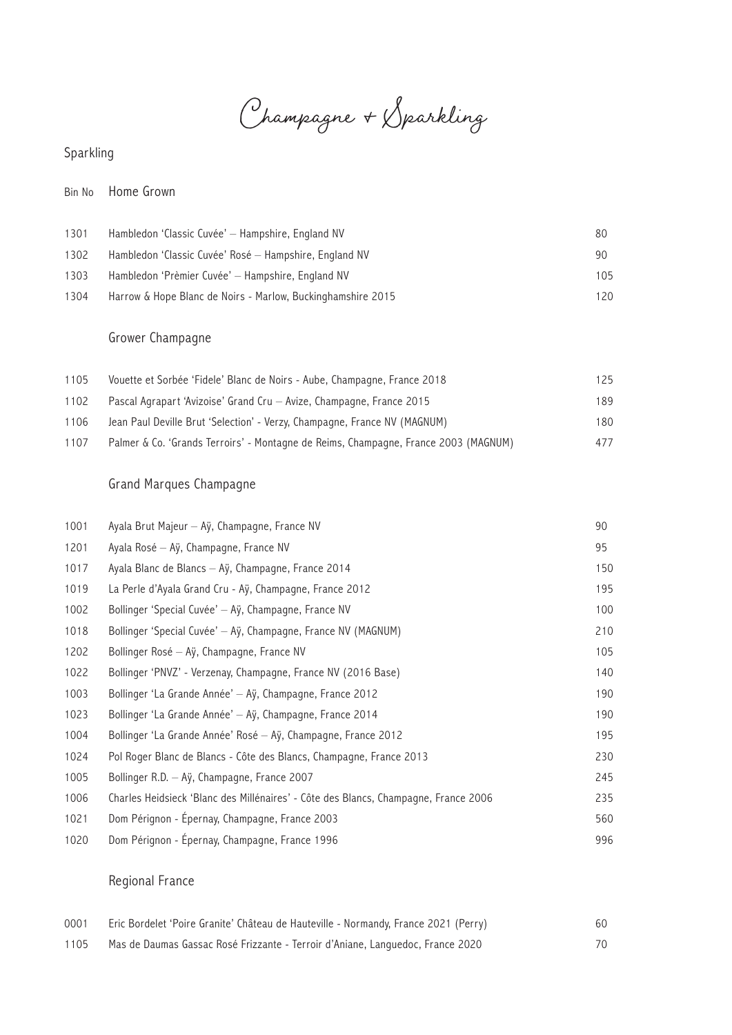# Champagne + Sparkling

## Sparkling

### Home Grown

| Bin No | Wine | Price |
|---|---|---|
| 1301 | Hambledon 'Classic Cuvée' – Hampshire, England NV | 80 |
| 1302 | Hambledon 'Classic Cuvée' Rosé – Hampshire, England NV | 90 |
| 1303 | Hambledon 'Prèmier Cuvée' – Hampshire, England NV | 105 |
| 1304 | Harrow & Hope Blanc de Noirs - Marlow, Buckinghamshire 2015 | 120 |

### Grower Champagne

| Bin No | Wine | Price |
|---|---|---|
| 1105 | Vouette et Sorbée 'Fidele' Blanc de Noirs - Aube, Champagne, France 2018 | 125 |
| 1102 | Pascal Agrapart 'Avizoise' Grand Cru – Avize, Champagne, France 2015 | 189 |
| 1106 | Jean Paul Deville Brut 'Selection' - Verzy, Champagne, France NV (MAGNUM) | 180 |
| 1107 | Palmer & Co. 'Grands Terroirs' - Montagne de Reims, Champagne, France 2003 (MAGNUM) | 477 |

### Grand Marques Champagne

| Bin No | Wine | Price |
|---|---|---|
| 1001 | Ayala Brut Majeur – Aÿ, Champagne, France NV | 90 |
| 1201 | Ayala Rosé – Aÿ, Champagne, France NV | 95 |
| 1017 | Ayala Blanc de Blancs – Aÿ, Champagne, France 2014 | 150 |
| 1019 | La Perle d'Ayala Grand Cru - Aÿ, Champagne, France 2012 | 195 |
| 1002 | Bollinger 'Special Cuvée' – Aÿ, Champagne, France NV | 100 |
| 1018 | Bollinger 'Special Cuvée' – Aÿ, Champagne, France NV (MAGNUM) | 210 |
| 1202 | Bollinger Rosé – Aÿ, Champagne, France NV | 105 |
| 1022 | Bollinger 'PNVZ' - Verzenay, Champagne, France NV (2016 Base) | 140 |
| 1003 | Bollinger 'La Grande Année' – Aÿ, Champagne, France 2012 | 190 |
| 1023 | Bollinger 'La Grande Année' – Aÿ, Champagne, France 2014 | 190 |
| 1004 | Bollinger 'La Grande Année' Rosé – Aÿ, Champagne, France 2012 | 195 |
| 1024 | Pol Roger Blanc de Blancs - Côte des Blancs, Champagne, France 2013 | 230 |
| 1005 | Bollinger R.D. – Aÿ, Champagne, France 2007 | 245 |
| 1006 | Charles Heidsieck 'Blanc des Millénaires' - Côte des Blancs, Champagne, France 2006 | 235 |
| 1021 | Dom Pérignon - Épernay, Champagne, France 2003 | 560 |
| 1020 | Dom Pérignon - Épernay, Champagne, France 1996 | 996 |

### Regional France

| Bin No | Wine | Price |
|---|---|---|
| 0001 | Eric Bordelet 'Poire Granite' Château de Hauteville - Normandy, France 2021 (Perry) | 60 |
| 1105 | Mas de Daumas Gassac Rosé Frizzante - Terroir d'Aniane, Languedoc, France 2020 | 70 |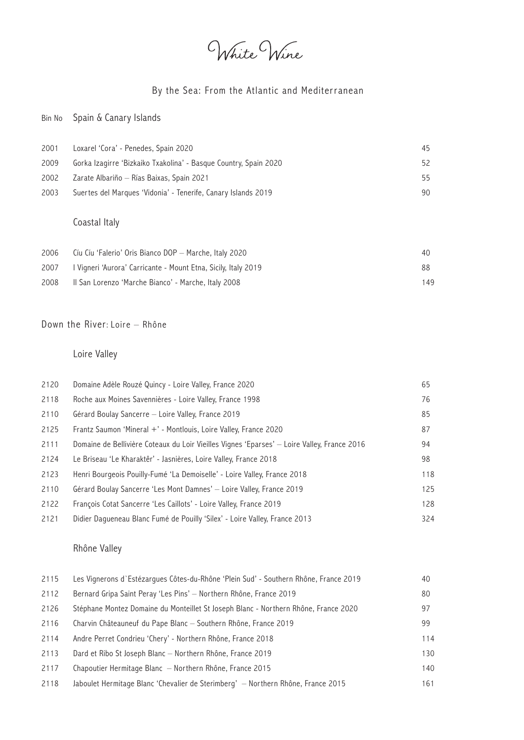# White Wine

## By the Sea: From the Atlantic and Mediterranean

### Spain & Canary Islands

| Bin No | | |
|---|---|---|
| 2001 | Loxarel 'Cora' - Penedes, Spain 2020 | 45 |
| 2009 | Gorka Izagirre 'Bizkaiko Txakolina' - Basque Country, Spain 2020 | 52 |
| 2002 | Zarate Albariño – Rías Baixas, Spain 2021 | 55 |
| 2003 | Suertes del Marques 'Vidonia' - Tenerife, Canary Islands 2019 | 90 |

### Coastal Italy

| | | |
|---|---|---|
| 2006 | Cíu Cíu 'Falerio' Oris Bianco DOP – Marche, Italy 2020 | 40 |
| 2007 | I Vigneri 'Aurora' Carricante - Mount Etna, Sicily, Italy 2019 | 88 |
| 2008 | Il San Lorenzo 'Marche Bianco' - Marche, Italy 2008 | 149 |

## Down the River: Loire – Rhône

### Loire Valley

| | | |
|---|---|---|
| 2120 | Domaine Adèle Rouzé Quincy - Loire Valley, France 2020 | 65 |
| 2118 | Roche aux Moines Savennières - Loire Valley, France 1998 | 76 |
| 2110 | Gérard Boulay Sancerre – Loire Valley, France 2019 | 85 |
| 2125 | Frantz Saumon 'Mineral +' - Montlouis, Loire Valley, France 2020 | 87 |
| 2111 | Domaine de Bellivière Coteaux du Loir Vieilles Vignes 'Eparses' – Loire Valley, France 2016 | 94 |
| 2124 | Le Briseau 'Le Kharaktêr' - Jasnières, Loire Valley, France 2018 | 98 |
| 2123 | Henri Bourgeois Pouilly-Fumé 'La Demoiselle' - Loire Valley, France 2018 | 118 |
| 2110 | Gérard Boulay Sancerre 'Les Mont Damnes' – Loire Valley, France 2019 | 125 |
| 2122 | François Cotat Sancerre 'Les Caillots' - Loire Valley, France 2019 | 128 |
| 2121 | Didier Dagueneau Blanc Fumé de Pouilly 'Silex' - Loire Valley, France 2013 | 324 |

### Rhône Valley

| | | |
|---|---|---|
| 2115 | Les Vignerons d`Estézargues Côtes-du-Rhône 'Plein Sud' - Southern Rhône, France 2019 | 40 |
| 2112 | Bernard Gripa Saint Peray 'Les Pins' – Northern Rhône, France 2019 | 80 |
| 2126 | Stéphane Montez Domaine du Monteillet St Joseph Blanc - Northern Rhône, France 2020 | 97 |
| 2116 | Charvin Châteauneuf du Pape Blanc – Southern Rhône, France 2019 | 99 |
| 2114 | Andre Perret Condrieu 'Chery' - Northern Rhône, France 2018 | 114 |
| 2113 | Dard et Ribo St Joseph Blanc – Northern Rhône, France 2019 | 130 |
| 2117 | Chapoutier Hermitage Blanc – Northern Rhône, France 2015 | 140 |
| 2118 | Jaboulet Hermitage Blanc 'Chevalier de Sterimberg' – Northern Rhône, France 2015 | 161 |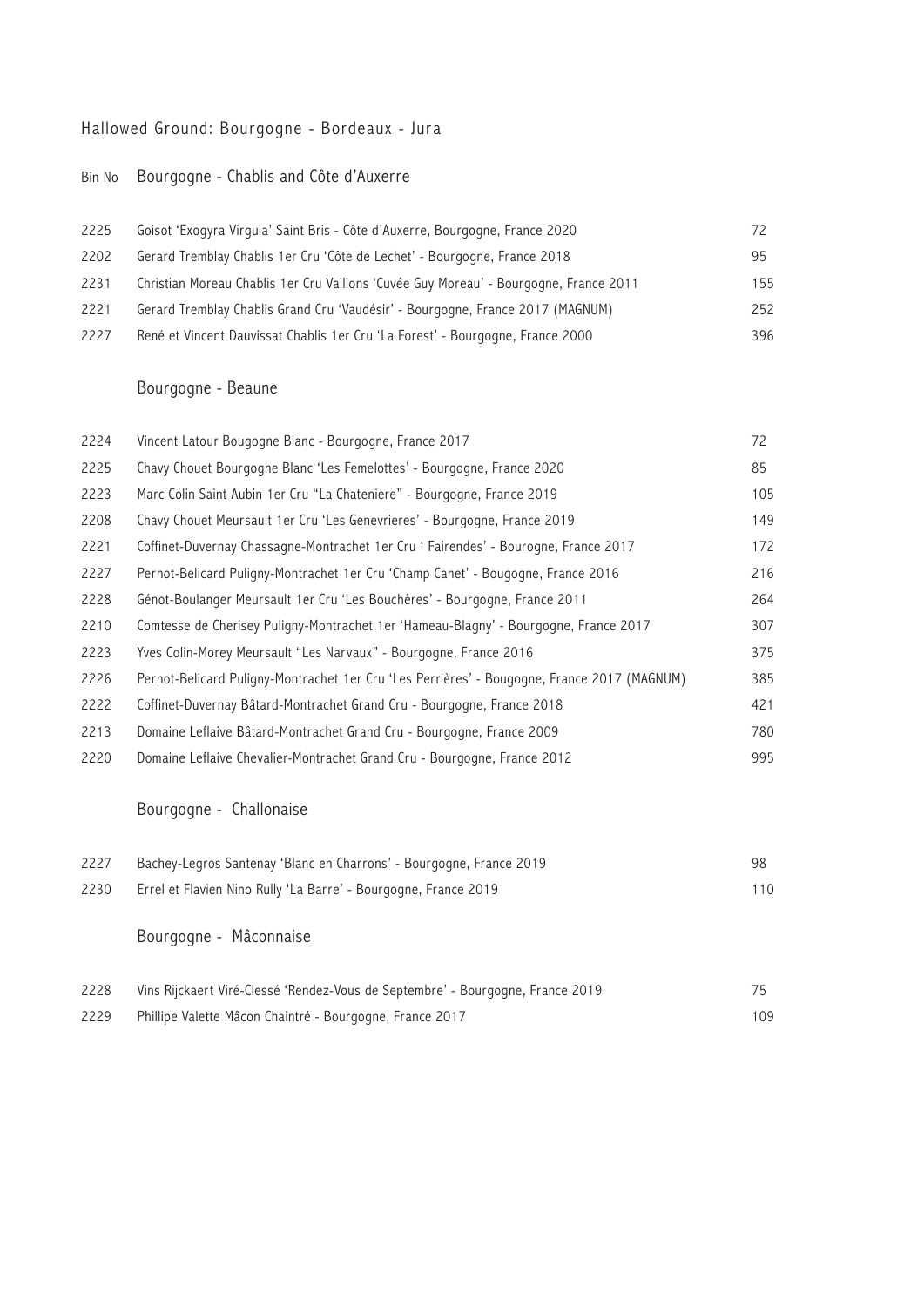## Hallowed Ground: Bourgogne - Bordeaux - Jura

| Bin No | Bourgogne - Chablis and Côte d'Auxerre | |
|---|---|---|
| 2225 | Goisot 'Exogyra Virgula' Saint Bris - Côte d'Auxerre, Bourgogne, France 2020 | 72 |
| 2202 | Gerard Tremblay Chablis 1er Cru 'Côte de Lechet' - Bourgogne, France 2018 | 95 |
| 2231 | Christian Moreau Chablis 1er Cru Vaillons 'Cuvée Guy Moreau' - Bourgogne, France 2011 | 155 |
| 2221 | Gerard Tremblay Chablis Grand Cru 'Vaudésir' - Bourgogne, France 2017 (MAGNUM) | 252 |
| 2227 | René et Vincent Dauvissat Chablis 1er Cru 'La Forest' - Bourgogne, France 2000 | 396 |

### Bourgogne - Beaune

| | | |
|---|---|---|
| 2224 | Vincent Latour Bougogne Blanc - Bourgogne, France 2017 | 72 |
| 2225 | Chavy Chouet Bourgogne Blanc 'Les Femelottes' - Bourgogne, France 2020 | 85 |
| 2223 | Marc Colin Saint Aubin 1er Cru "La Chateniere" - Bourgogne, France 2019 | 105 |
| 2208 | Chavy Chouet Meursault 1er Cru 'Les Genevrieres' - Bourgogne, France 2019 | 149 |
| 2221 | Coffinet-Duvernay Chassagne-Montrachet 1er Cru ' Fairendes' - Bourogne, France 2017 | 172 |
| 2227 | Pernot-Belicard Puligny-Montrachet 1er Cru 'Champ Canet' - Bougogne, France 2016 | 216 |
| 2228 | Génot-Boulanger Meursault 1er Cru 'Les Bouchères' - Bourgogne, France 2011 | 264 |
| 2210 | Comtesse de Cherisey Puligny-Montrachet 1er 'Hameau-Blagny' - Bourgogne, France 2017 | 307 |
| 2223 | Yves Colin-Morey Meursault "Les Narvaux" - Bourgogne, France 2016 | 375 |
| 2226 | Pernot-Belicard Puligny-Montrachet 1er Cru 'Les Perrières' - Bougogne, France 2017 (MAGNUM) | 385 |
| 2222 | Coffinet-Duvernay Bâtard-Montrachet Grand Cru - Bourgogne, France 2018 | 421 |
| 2213 | Domaine Leflaive Bâtard-Montrachet Grand Cru - Bourgogne, France 2009 | 780 |
| 2220 | Domaine Leflaive Chevalier-Montrachet Grand Cru - Bourgogne, France 2012 | 995 |

### Bourgogne - Challonaise

| | | |
|---|---|---|
| 2227 | Bachey-Legros Santenay 'Blanc en Charrons' - Bourgogne, France 2019 | 98 |
| 2230 | Errel et Flavien Nino Rully 'La Barre' - Bourgogne, France 2019 | 110 |

### Bourgogne - Mâconnaise

| | | |
|---|---|---|
| 2228 | Vins Rijckaert Viré-Clessé 'Rendez-Vous de Septembre' - Bourgogne, France 2019 | 75 |
| 2229 | Phillipe Valette Mâcon Chaintré - Bourgogne, France 2017 | 109 |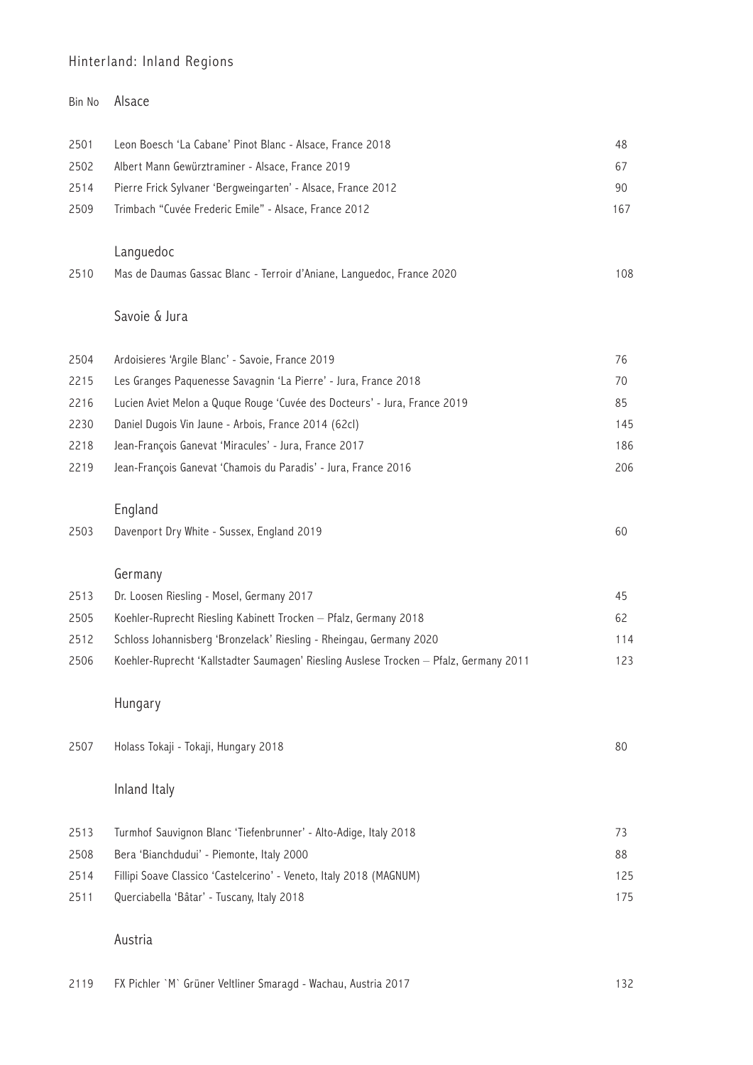# Hinterland: Inland Regions

| Bin No | Alsace | |
|---|---|---|
| 2501 | Leon Boesch 'La Cabane' Pinot Blanc - Alsace, France 2018 | 48 |
| 2502 | Albert Mann Gewürztraminer - Alsace, France 2019 | 67 |
| 2514 | Pierre Frick Sylvaner 'Bergweingarten' - Alsace, France 2012 | 90 |
| 2509 | Trimbach "Cuvée Frederic Emile" - Alsace, France 2012 | 167 |

## Languedoc

| | | |
|---|---|---|
| 2510 | Mas de Daumas Gassac Blanc - Terroir d'Aniane, Languedoc, France 2020 | 108 |

## Savoie & Jura

| | | |
|---|---|---|
| 2504 | Ardoisieres 'Argile Blanc' - Savoie, France 2019 | 76 |
| 2215 | Les Granges Paquenesse Savagnin 'La Pierre' - Jura, France 2018 | 70 |
| 2216 | Lucien Aviet Melon a Quque Rouge 'Cuvée des Docteurs' - Jura, France 2019 | 85 |
| 2230 | Daniel Dugois Vin Jaune - Arbois, France 2014 (62cl) | 145 |
| 2218 | Jean-François Ganevat 'Miracules' - Jura, France 2017 | 186 |
| 2219 | Jean-François Ganevat 'Chamois du Paradis' - Jura, France 2016 | 206 |

## England

| | | |
|---|---|---|
| 2503 | Davenport Dry White - Sussex, England 2019 | 60 |

## Germany

| | | |
|---|---|---|
| 2513 | Dr. Loosen Riesling - Mosel, Germany 2017 | 45 |
| 2505 | Koehler-Ruprecht Riesling Kabinett Trocken – Pfalz, Germany 2018 | 62 |
| 2512 | Schloss Johannisberg 'Bronzelack' Riesling - Rheingau, Germany 2020 | 114 |
| 2506 | Koehler-Ruprecht 'Kallstadter Saumagen' Riesling Auslese Trocken – Pfalz, Germany 2011 | 123 |

## Hungary

| | | |
|---|---|---|
| 2507 | Holass Tokaji - Tokaji, Hungary 2018 | 80 |

## Inland Italy

| | | |
|---|---|---|
| 2513 | Turmhof Sauvignon Blanc 'Tiefenbrunner' - Alto-Adige, Italy 2018 | 73 |
| 2508 | Bera 'Bianchdudui' - Piemonte, Italy 2000 | 88 |
| 2514 | Fillipi Soave Classico 'Castelcerino' - Veneto, Italy 2018 (MAGNUM) | 125 |
| 2511 | Querciabella 'Bâtar' - Tuscany, Italy 2018 | 175 |

## Austria

| | | |
|---|---|---|
| 2119 | FX Pichler `M` Grüner Veltliner Smaragd - Wachau, Austria 2017 | 132 |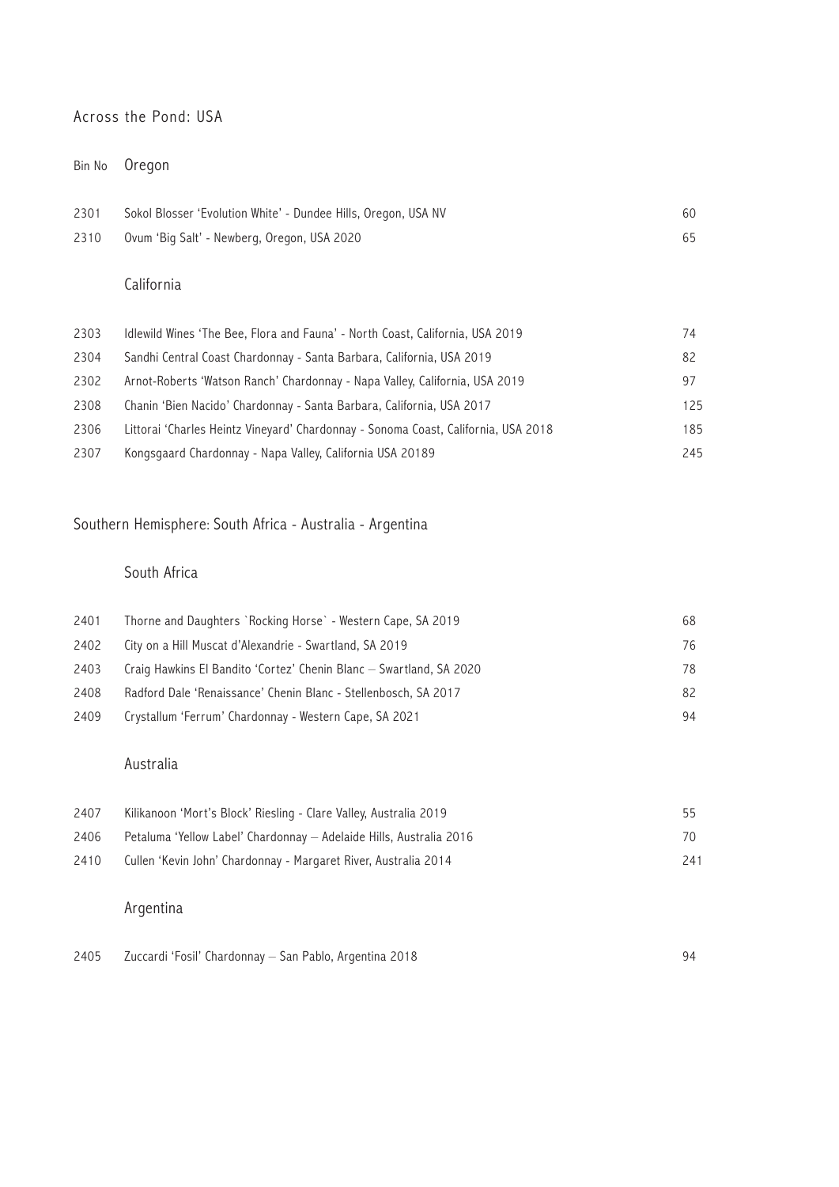## Across the Pond: USA

| Bin No | Oregon | |
|---|---|---|
| 2301 | Sokol Blosser 'Evolution White' - Dundee Hills, Oregon, USA NV | 60 |
| 2310 | Ovum 'Big Salt' - Newberg, Oregon, USA 2020 | 65 |

### California

| | | |
|---|---|---|
| 2303 | Idlewild Wines 'The Bee, Flora and Fauna' - North Coast, California, USA 2019 | 74 |
| 2304 | Sandhi Central Coast Chardonnay - Santa Barbara, California, USA 2019 | 82 |
| 2302 | Arnot-Roberts 'Watson Ranch' Chardonnay - Napa Valley, California, USA 2019 | 97 |
| 2308 | Chanin 'Bien Nacido' Chardonnay - Santa Barbara, California, USA 2017 | 125 |
| 2306 | Littorai 'Charles Heintz Vineyard' Chardonnay - Sonoma Coast, California, USA 2018 | 185 |
| 2307 | Kongsgaard Chardonnay - Napa Valley, California USA 20189 | 245 |

## Southern Hemisphere: South Africa - Australia - Argentina

### South Africa

| | | |
|---|---|---|
| 2401 | Thorne and Daughters `Rocking Horse` - Western Cape, SA 2019 | 68 |
| 2402 | City on a Hill Muscat d'Alexandrie - Swartland, SA 2019 | 76 |
| 2403 | Craig Hawkins El Bandito 'Cortez' Chenin Blanc – Swartland, SA 2020 | 78 |
| 2408 | Radford Dale 'Renaissance' Chenin Blanc - Stellenbosch, SA 2017 | 82 |
| 2409 | Crystallum 'Ferrum' Chardonnay - Western Cape, SA 2021 | 94 |

### Australia

| | | |
|---|---|---|
| 2407 | Kilikanoon 'Mort's Block' Riesling - Clare Valley, Australia 2019 | 55 |
| 2406 | Petaluma 'Yellow Label' Chardonnay – Adelaide Hills, Australia 2016 | 70 |
| 2410 | Cullen 'Kevin John' Chardonnay - Margaret River, Australia 2014 | 241 |

### Argentina

| | | |
|---|---|---|
| 2405 | Zuccardi 'Fosil' Chardonnay – San Pablo, Argentina 2018 | 94 |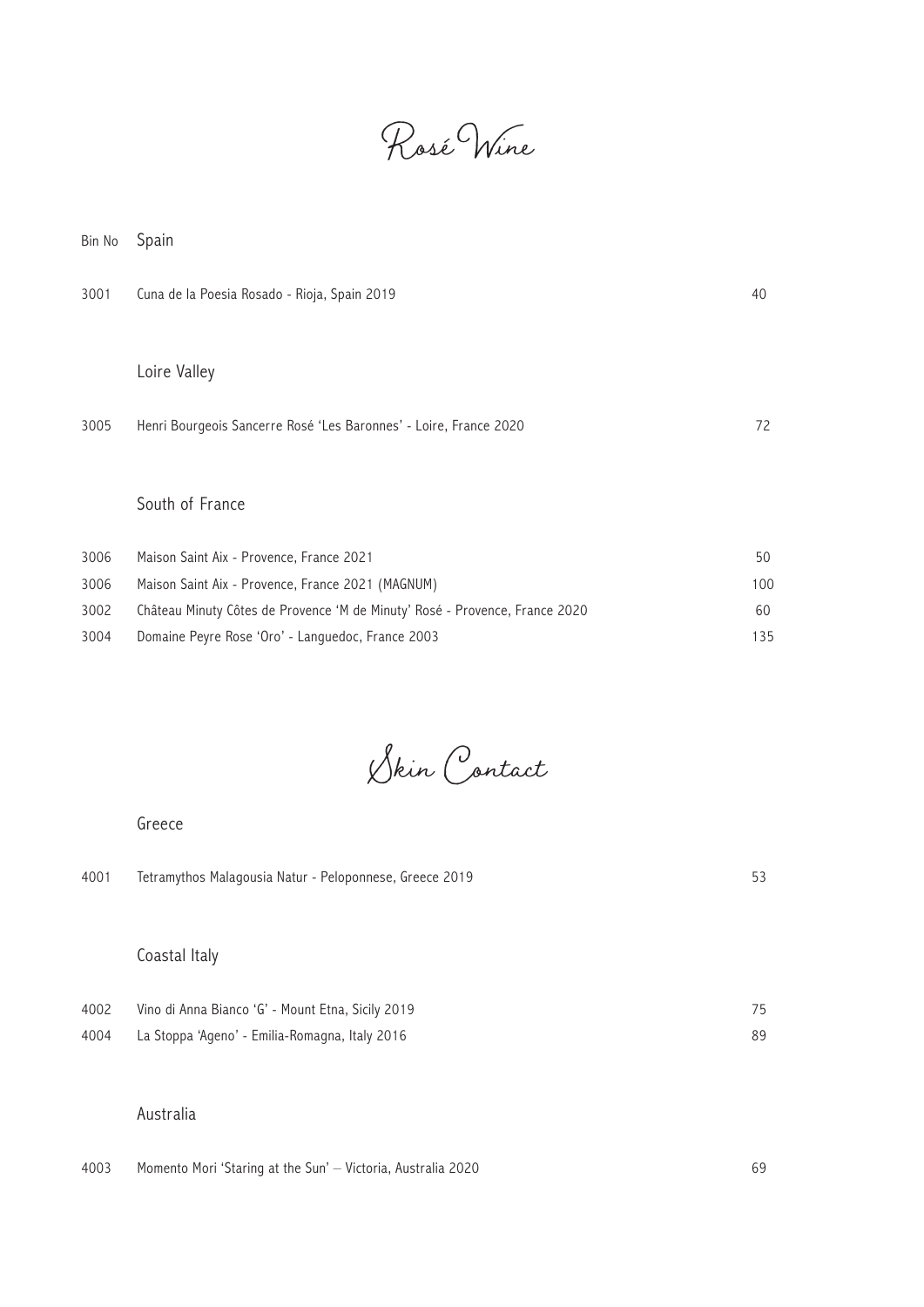# Rosé Wine

| Bin No | Spain | |
|---|---|---|
| 3001 | Cuna de la Poesia Rosado - Rioja, Spain 2019 | 40 |
| | **Loire Valley** | |
| 3005 | Henri Bourgeois Sancerre Rosé 'Les Baronnes' - Loire, France 2020 | 72 |
| | **South of France** | |
| 3006 | Maison Saint Aix - Provence, France 2021 | 50 |
| 3006 | Maison Saint Aix - Provence, France 2021 (MAGNUM) | 100 |
| 3002 | Château Minuty Côtes de Provence 'M de Minuty' Rosé - Provence, France 2020 | 60 |
| 3004 | Domaine Peyre Rose 'Oro' - Languedoc, France 2003 | 135 |

# Skin Contact

| Bin No | Greece | |
|---|---|---|
| 4001 | Tetramythos Malagousia Natur - Peloponnese, Greece 2019 | 53 |
| | **Coastal Italy** | |
| 4002 | Vino di Anna Bianco 'G' - Mount Etna, Sicily 2019 | 75 |
| 4004 | La Stoppa 'Ageno' - Emilia-Romagna, Italy 2016 | 89 |
| | **Australia** | |
| 4003 | Momento Mori 'Staring at the Sun' – Victoria, Australia 2020 | 69 |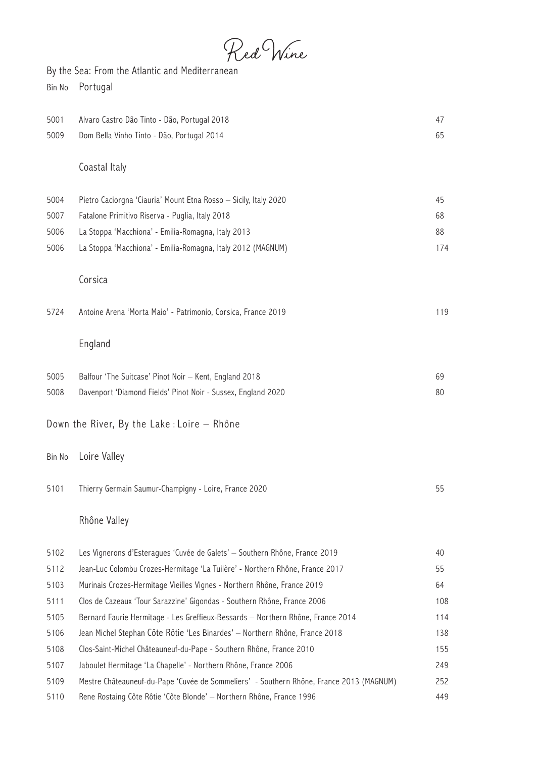# Red Wine

## By the Sea: From the Atlantic and Mediterranean

### Portugal

| Bin No | Wine | Price |
|---|---|---|
| 5001 | Alvaro Castro Dão Tinto - Dão, Portugal 2018 | 47 |
| 5009 | Dom Bella Vinho Tinto - Dão, Portugal 2014 | 65 |

### Coastal Italy

| Bin No | Wine | Price |
|---|---|---|
| 5004 | Pietro Caciorgna 'Ciauria' Mount Etna Rosso – Sicily, Italy 2020 | 45 |
| 5007 | Fatalone Primitivo Riserva - Puglia, Italy 2018 | 68 |
| 5006 | La Stoppa 'Macchiona' - Emilia-Romagna, Italy 2013 | 88 |
| 5006 | La Stoppa 'Macchiona' - Emilia-Romagna, Italy 2012 (MAGNUM) | 174 |

### Corsica

| Bin No | Wine | Price |
|---|---|---|
| 5724 | Antoine Arena 'Morta Maio' - Patrimonio, Corsica, France 2019 | 119 |

### England

| Bin No | Wine | Price |
|---|---|---|
| 5005 | Balfour 'The Suitcase' Pinot Noir – Kent, England 2018 | 69 |
| 5008 | Davenport 'Diamond Fields' Pinot Noir - Sussex, England 2020 | 80 |

## Down the River, By the Lake : Loire – Rhône

### Loire Valley

| Bin No | Wine | Price |
|---|---|---|
| 5101 | Thierry Germain Saumur-Champigny - Loire, France 2020 | 55 |

### Rhône Valley

| Bin No | Wine | Price |
|---|---|---|
| 5102 | Les Vignerons d'Esteragues 'Cuvée de Galets' – Southern Rhône, France 2019 | 40 |
| 5112 | Jean-Luc Colombu Crozes-Hermitage 'La Tuilère' - Northern Rhône, France 2017 | 55 |
| 5103 | Murinais Crozes-Hermitage Vieilles Vignes - Northern Rhône, France 2019 | 64 |
| 5111 | Clos de Cazeaux 'Tour Sarazzine' Gigondas - Southern Rhône, France 2006 | 108 |
| 5105 | Bernard Faurie Hermitage - Les Greffieux-Bessards – Northern Rhône, France 2014 | 114 |
| 5106 | Jean Michel Stephan Côte Rôtie 'Les Binardes' – Northern Rhône, France 2018 | 138 |
| 5108 | Clos-Saint-Michel Châteauneuf-du-Pape - Southern Rhône, France 2010 | 155 |
| 5107 | Jaboulet Hermitage 'La Chapelle' - Northern Rhône, France 2006 | 249 |
| 5109 | Mestre Châteauneuf-du-Pape 'Cuvée de Sommeliers' - Southern Rhône, France 2013 (MAGNUM) | 252 |
| 5110 | Rene Rostaing Côte Rôtie 'Côte Blonde' – Northern Rhône, France 1996 | 449 |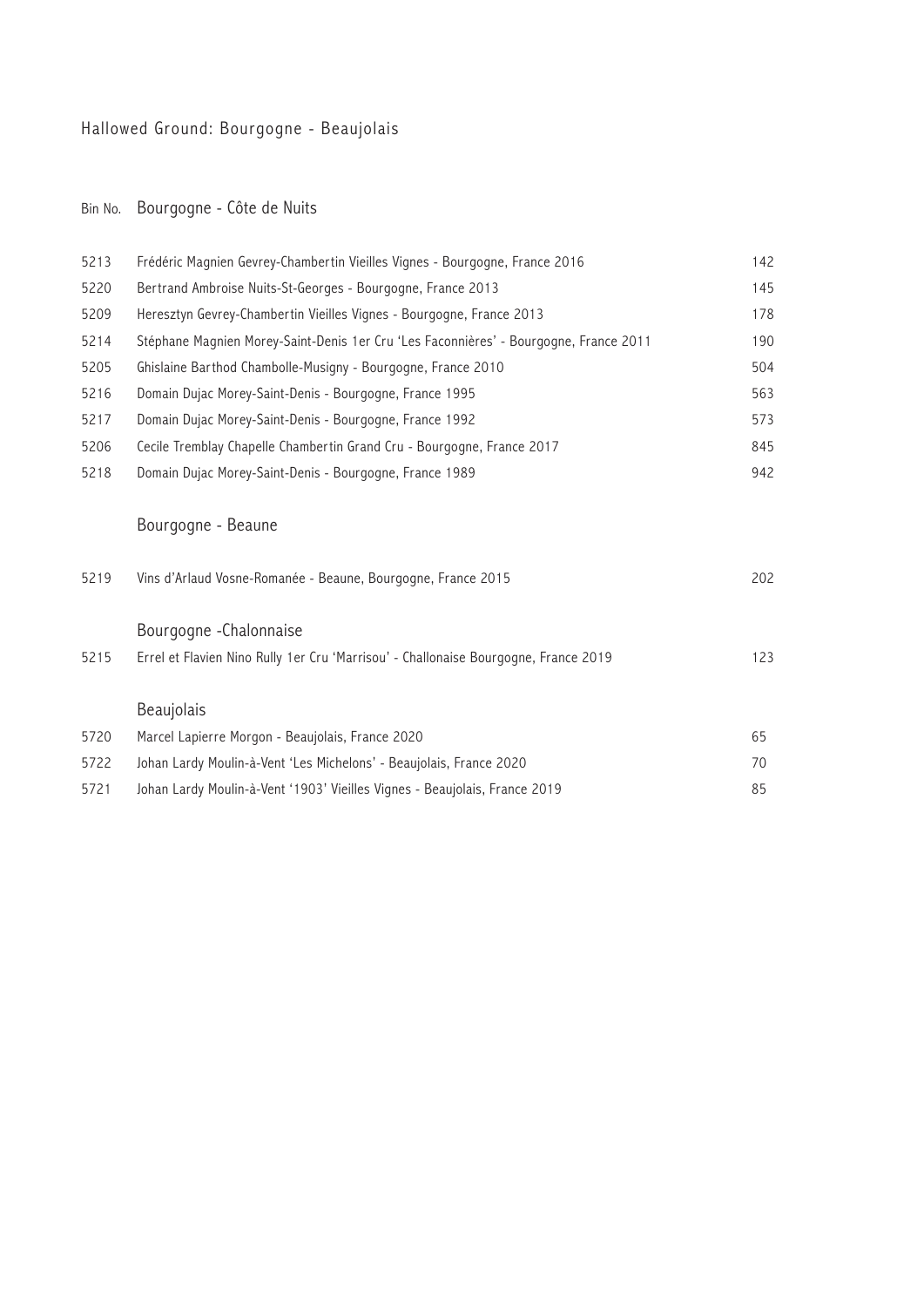## Hallowed Ground: Bourgogne - Beaujolais

### Bourgogne - Côte de Nuits

| Bin No. | Bourgogne - Côte de Nuits | |
|---|---|---|
| 5213 | Frédéric Magnien Gevrey-Chambertin Vieilles Vignes - Bourgogne, France 2016 | 142 |
| 5220 | Bertrand Ambroise Nuits-St-Georges - Bourgogne, France 2013 | 145 |
| 5209 | Heresztyn Gevrey-Chambertin Vieilles Vignes - Bourgogne, France 2013 | 178 |
| 5214 | Stéphane Magnien Morey-Saint-Denis 1er Cru 'Les Faconnières' - Bourgogne, France 2011 | 190 |
| 5205 | Ghislaine Barthod Chambolle-Musigny - Bourgogne, France 2010 | 504 |
| 5216 | Domain Dujac Morey-Saint-Denis - Bourgogne, France 1995 | 563 |
| 5217 | Domain Dujac Morey-Saint-Denis - Bourgogne, France 1992 | 573 |
| 5206 | Cecile Tremblay Chapelle Chambertin Grand Cru - Bourgogne, France 2017 | 845 |
| 5218 | Domain Dujac Morey-Saint-Denis - Bourgogne, France 1989 | 942 |

### Bourgogne - Beaune

| Bin No. | Wine | Price |
|---|---|---|
| 5219 | Vins d'Arlaud Vosne-Romanée - Beaune, Bourgogne, France 2015 | 202 |

### Bourgogne -Chalonnaise

| Bin No. | Wine | Price |
|---|---|---|
| 5215 | Errel et Flavien Nino Rully 1er Cru 'Marrisou' - Challonaise Bourgogne, France 2019 | 123 |

### Beaujolais

| Bin No. | Wine | Price |
|---|---|---|
| 5720 | Marcel Lapierre Morgon - Beaujolais, France 2020 | 65 |
| 5722 | Johan Lardy Moulin-à-Vent 'Les Michelons' - Beaujolais, France 2020 | 70 |
| 5721 | Johan Lardy Moulin-à-Vent '1903' Vieilles Vignes - Beaujolais, France 2019 | 85 |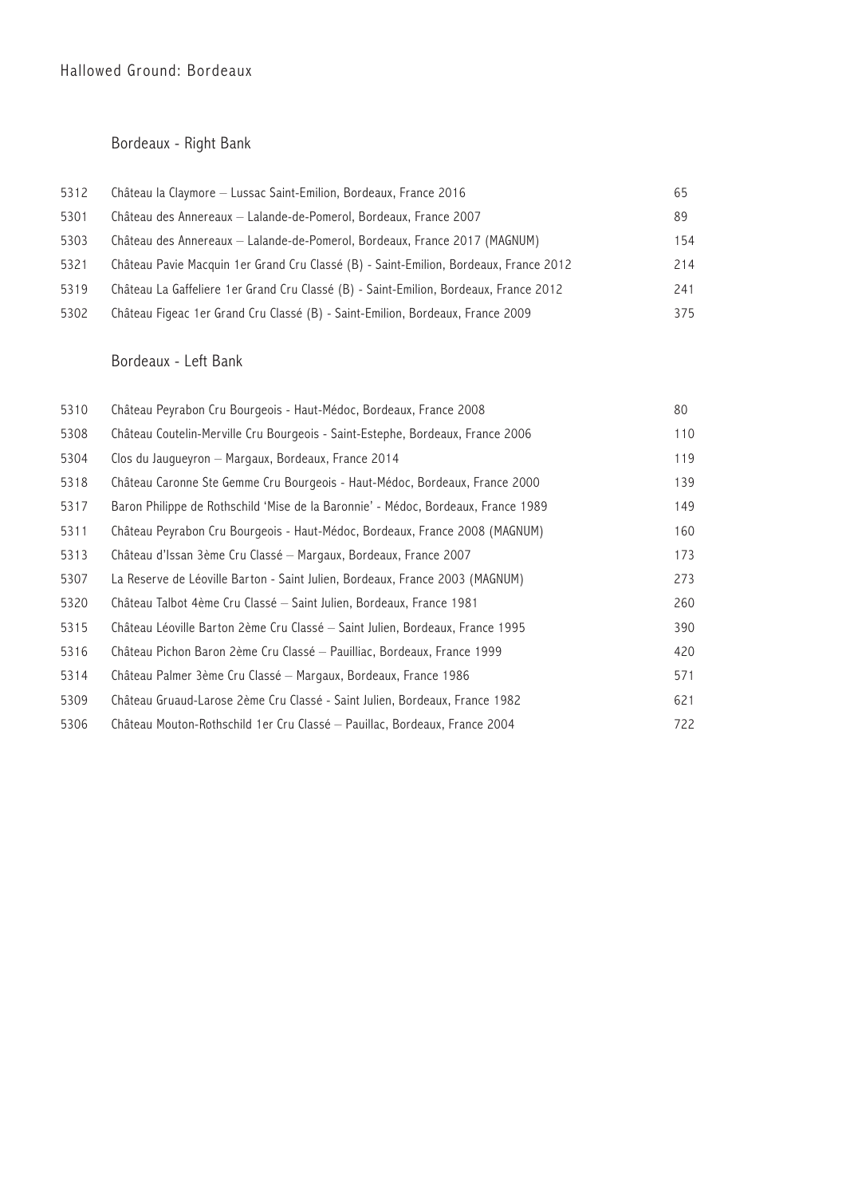# Hallowed Ground: Bordeaux

## Bordeaux - Right Bank

| | | |
|---|---|---|
| 5312 | Château la Claymore – Lussac Saint-Emilion, Bordeaux, France 2016 | 65 |
| 5301 | Château des Annereaux – Lalande-de-Pomerol, Bordeaux, France 2007 | 89 |
| 5303 | Château des Annereaux – Lalande-de-Pomerol, Bordeaux, France 2017 (MAGNUM) | 154 |
| 5321 | Château Pavie Macquin 1er Grand Cru Classé (B) - Saint-Emilion, Bordeaux, France 2012 | 214 |
| 5319 | Château La Gaffeliere 1er Grand Cru Classé (B) - Saint-Emilion, Bordeaux, France 2012 | 241 |
| 5302 | Château Figeac 1er Grand Cru Classé (B) - Saint-Emilion, Bordeaux, France 2009 | 375 |

## Bordeaux - Left Bank

| | | |
|---|---|---|
| 5310 | Château Peyrabon Cru Bourgeois - Haut-Médoc, Bordeaux, France 2008 | 80 |
| 5308 | Château Coutelin-Merville Cru Bourgeois - Saint-Estephe, Bordeaux, France 2006 | 110 |
| 5304 | Clos du Jaugueyron – Margaux, Bordeaux, France 2014 | 119 |
| 5318 | Château Caronne Ste Gemme Cru Bourgeois - Haut-Médoc, Bordeaux, France 2000 | 139 |
| 5317 | Baron Philippe de Rothschild 'Mise de la Baronnie' - Médoc, Bordeaux, France 1989 | 149 |
| 5311 | Château Peyrabon Cru Bourgeois - Haut-Médoc, Bordeaux, France 2008 (MAGNUM) | 160 |
| 5313 | Château d'Issan 3ème Cru Classé – Margaux, Bordeaux, France 2007 | 173 |
| 5307 | La Reserve de Léoville Barton - Saint Julien, Bordeaux, France 2003 (MAGNUM) | 273 |
| 5320 | Château Talbot 4ème Cru Classé – Saint Julien, Bordeaux, France 1981 | 260 |
| 5315 | Château Léoville Barton 2ème Cru Classé – Saint Julien, Bordeaux, France 1995 | 390 |
| 5316 | Château Pichon Baron 2ème Cru Classé – Pauilliac, Bordeaux, France 1999 | 420 |
| 5314 | Château Palmer 3ème Cru Classé – Margaux, Bordeaux, France 1986 | 571 |
| 5309 | Château Gruaud-Larose 2ème Cru Classé - Saint Julien, Bordeaux, France 1982 | 621 |
| 5306 | Château Mouton-Rothschild 1er Cru Classé – Pauillac, Bordeaux, France 2004 | 722 |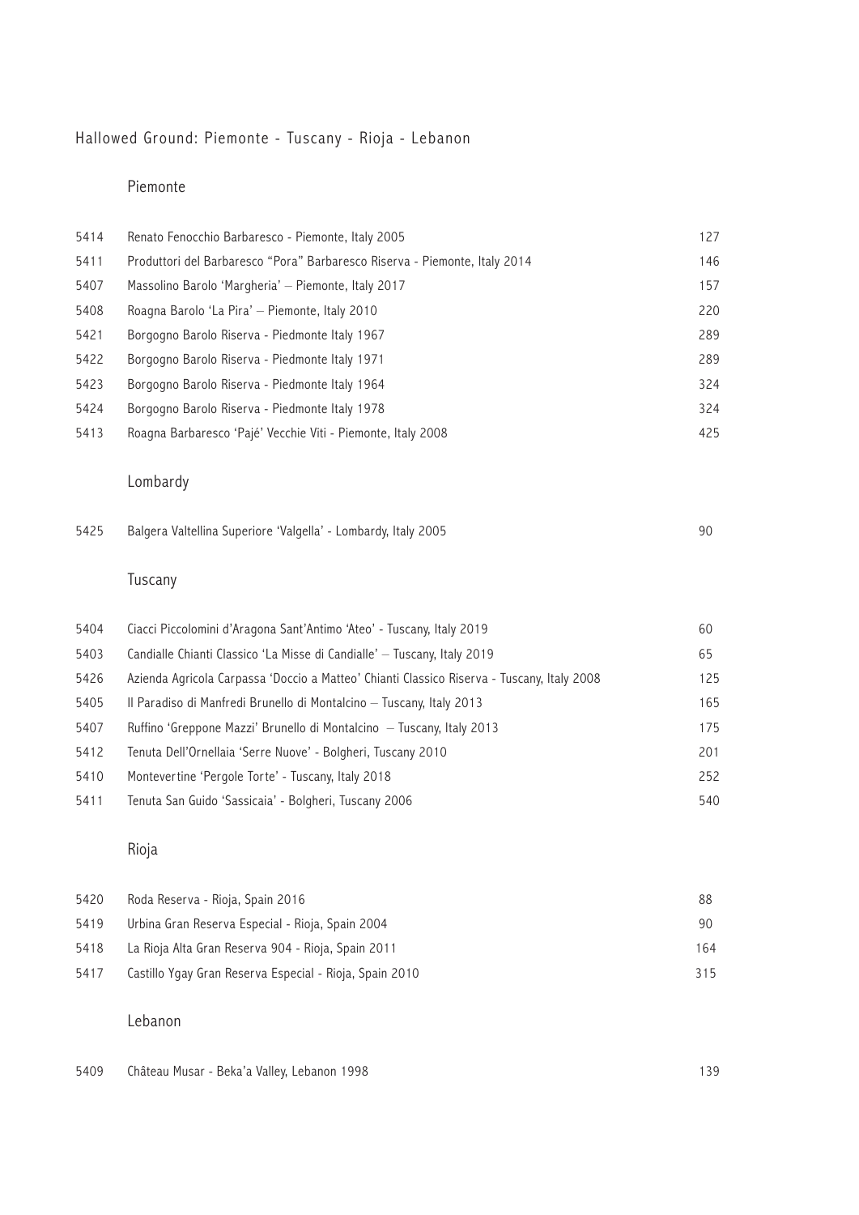# Hallowed Ground: Piemonte - Tuscany - Rioja - Lebanon

## Piemonte

| | | |
|---|---|---|
| 5414 | Renato Fenocchio Barbaresco - Piemonte, Italy 2005 | 127 |
| 5411 | Produttori del Barbaresco "Pora" Barbaresco Riserva - Piemonte, Italy 2014 | 146 |
| 5407 | Massolino Barolo 'Margheria' – Piemonte, Italy 2017 | 157 |
| 5408 | Roagna Barolo 'La Pira' – Piemonte, Italy 2010 | 220 |
| 5421 | Borgogno Barolo Riserva - Piedmonte Italy 1967 | 289 |
| 5422 | Borgogno Barolo Riserva - Piedmonte Italy 1971 | 289 |
| 5423 | Borgogno Barolo Riserva - Piedmonte Italy 1964 | 324 |
| 5424 | Borgogno Barolo Riserva - Piedmonte Italy 1978 | 324 |
| 5413 | Roagna Barbaresco 'Pajé' Vecchie Viti - Piemonte, Italy 2008 | 425 |

## Lombardy

| | | |
|---|---|---|
| 5425 | Balgera Valtellina Superiore 'Valgella' - Lombardy, Italy 2005 | 90 |

## Tuscany

| | | |
|---|---|---|
| 5404 | Ciacci Piccolomini d'Aragona Sant'Antimo 'Ateo' - Tuscany, Italy 2019 | 60 |
| 5403 | Candialle Chianti Classico 'La Misse di Candialle' – Tuscany, Italy 2019 | 65 |
| 5426 | Azienda Agricola Carpassa 'Doccio a Matteo' Chianti Classico Riserva - Tuscany, Italy 2008 | 125 |
| 5405 | Il Paradiso di Manfredi Brunello di Montalcino – Tuscany, Italy 2013 | 165 |
| 5407 | Ruffino 'Greppone Mazzi' Brunello di Montalcino – Tuscany, Italy 2013 | 175 |
| 5412 | Tenuta Dell'Ornellaia 'Serre Nuove' - Bolgheri, Tuscany 2010 | 201 |
| 5410 | Montevertine 'Pergole Torte' - Tuscany, Italy 2018 | 252 |
| 5411 | Tenuta San Guido 'Sassicaia' - Bolgheri, Tuscany 2006 | 540 |

## Rioja

| | | |
|---|---|---|
| 5420 | Roda Reserva - Rioja, Spain 2016 | 88 |
| 5419 | Urbina Gran Reserva Especial - Rioja, Spain 2004 | 90 |
| 5418 | La Rioja Alta Gran Reserva 904 - Rioja, Spain 2011 | 164 |
| 5417 | Castillo Ygay Gran Reserva Especial - Rioja, Spain 2010 | 315 |

## Lebanon

| | | |
|---|---|---|
| 5409 | Château Musar - Beka'a Valley, Lebanon 1998 | 139 |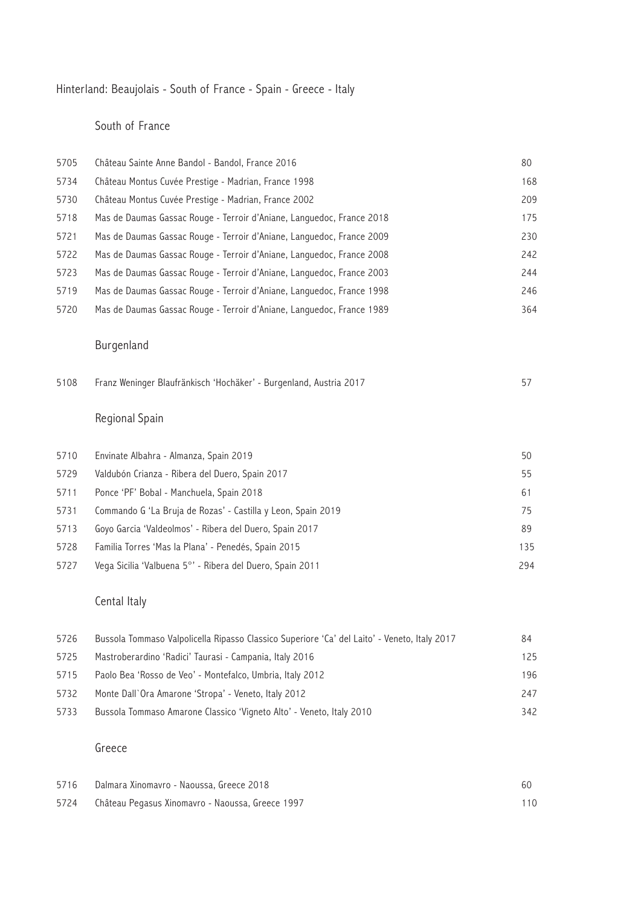# Hinterland: Beaujolais - South of France - Spain - Greece - Italy

## South of France

| | | |
|---|---|---|
| 5705 | Château Sainte Anne Bandol - Bandol, France 2016 | 80 |
| 5734 | Château Montus Cuvée Prestige - Madrian, France 1998 | 168 |
| 5730 | Château Montus Cuvée Prestige - Madrian, France 2002 | 209 |
| 5718 | Mas de Daumas Gassac Rouge - Terroir d'Aniane, Languedoc, France 2018 | 175 |
| 5721 | Mas de Daumas Gassac Rouge - Terroir d'Aniane, Languedoc, France 2009 | 230 |
| 5722 | Mas de Daumas Gassac Rouge - Terroir d'Aniane, Languedoc, France 2008 | 242 |
| 5723 | Mas de Daumas Gassac Rouge - Terroir d'Aniane, Languedoc, France 2003 | 244 |
| 5719 | Mas de Daumas Gassac Rouge - Terroir d'Aniane, Languedoc, France 1998 | 246 |
| 5720 | Mas de Daumas Gassac Rouge - Terroir d'Aniane, Languedoc, France 1989 | 364 |

## Burgenland

| | | |
|---|---|---|
| 5108 | Franz Weninger Blaufränkisch 'Hochäker' - Burgenland, Austria 2017 | 57 |

## Regional Spain

| | | |
|---|---|---|
| 5710 | Envinate Albahra - Almanza, Spain 2019 | 50 |
| 5729 | Valdubón Crianza - Ribera del Duero, Spain 2017 | 55 |
| 5711 | Ponce 'PF' Bobal - Manchuela, Spain 2018 | 61 |
| 5731 | Commando G 'La Bruja de Rozas' - Castilla y Leon, Spain 2019 | 75 |
| 5713 | Goyo Garcia 'Valdeolmos' - Ribera del Duero, Spain 2017 | 89 |
| 5728 | Familia Torres 'Mas la Plana' - Penedés, Spain 2015 | 135 |
| 5727 | Vega Sicilia 'Valbuena 5°' - Ribera del Duero, Spain 2011 | 294 |

## Cental Italy

| | | |
|---|---|---|
| 5726 | Bussola Tommaso Valpolicella Ripasso Classico Superiore 'Ca' del Laito' - Veneto, Italy 2017 | 84 |
| 5725 | Mastroberardino 'Radici' Taurasi - Campania, Italy 2016 | 125 |
| 5715 | Paolo Bea 'Rosso de Veo' - Montefalco, Umbria, Italy 2012 | 196 |
| 5732 | Monte Dall`Ora Amarone 'Stropa' - Veneto, Italy 2012 | 247 |
| 5733 | Bussola Tommaso Amarone Classico 'Vigneto Alto' - Veneto, Italy 2010 | 342 |

## Greece

| | | |
|---|---|---|
| 5716 | Dalmara Xinomavro - Naoussa, Greece 2018 | 60 |
| 5724 | Château Pegasus Xinomavro - Naoussa, Greece 1997 | 110 |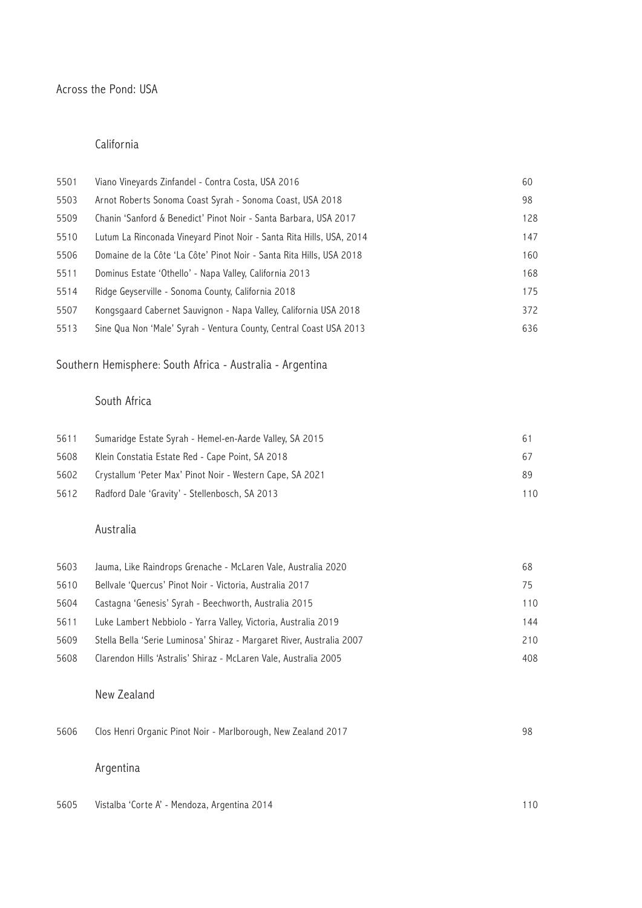## Across the Pond: USA

### California

| | | |
|---|---|---|
| 5501 | Viano Vineyards Zinfandel - Contra Costa, USA 2016 | 60 |
| 5503 | Arnot Roberts Sonoma Coast Syrah - Sonoma Coast, USA 2018 | 98 |
| 5509 | Chanin 'Sanford & Benedict' Pinot Noir - Santa Barbara, USA 2017 | 128 |
| 5510 | Lutum La Rinconada Vineyard Pinot Noir - Santa Rita Hills, USA, 2014 | 147 |
| 5506 | Domaine de la Côte 'La Côte' Pinot Noir - Santa Rita Hills, USA 2018 | 160 |
| 5511 | Dominus Estate 'Othello' - Napa Valley, California 2013 | 168 |
| 5514 | Ridge Geyserville - Sonoma County, California 2018 | 175 |
| 5507 | Kongsgaard Cabernet Sauvignon - Napa Valley, California USA 2018 | 372 |
| 5513 | Sine Qua Non 'Male' Syrah - Ventura County, Central Coast USA 2013 | 636 |

## Southern Hemisphere: South Africa - Australia - Argentina

### South Africa

| | | |
|---|---|---|
| 5611 | Sumaridge Estate Syrah - Hemel-en-Aarde Valley, SA 2015 | 61 |
| 5608 | Klein Constatia Estate Red - Cape Point, SA 2018 | 67 |
| 5602 | Crystallum 'Peter Max' Pinot Noir - Western Cape, SA 2021 | 89 |
| 5612 | Radford Dale 'Gravity' - Stellenbosch, SA 2013 | 110 |

### Australia

| | | |
|---|---|---|
| 5603 | Jauma, Like Raindrops Grenache - McLaren Vale, Australia 2020 | 68 |
| 5610 | Bellvale 'Quercus' Pinot Noir - Victoria, Australia 2017 | 75 |
| 5604 | Castagna 'Genesis' Syrah - Beechworth, Australia 2015 | 110 |
| 5611 | Luke Lambert Nebbiolo - Yarra Valley, Victoria, Australia 2019 | 144 |
| 5609 | Stella Bella 'Serie Luminosa' Shiraz - Margaret River, Australia 2007 | 210 |
| 5608 | Clarendon Hills 'Astralis' Shiraz - McLaren Vale, Australia 2005 | 408 |

### New Zealand

| | | |
|---|---|---|
| 5606 | Clos Henri Organic Pinot Noir - Marlborough, New Zealand 2017 | 98 |

### Argentina

| | | |
|---|---|---|
| 5605 | Vistalba 'Corte A' - Mendoza, Argentina 2014 | 110 |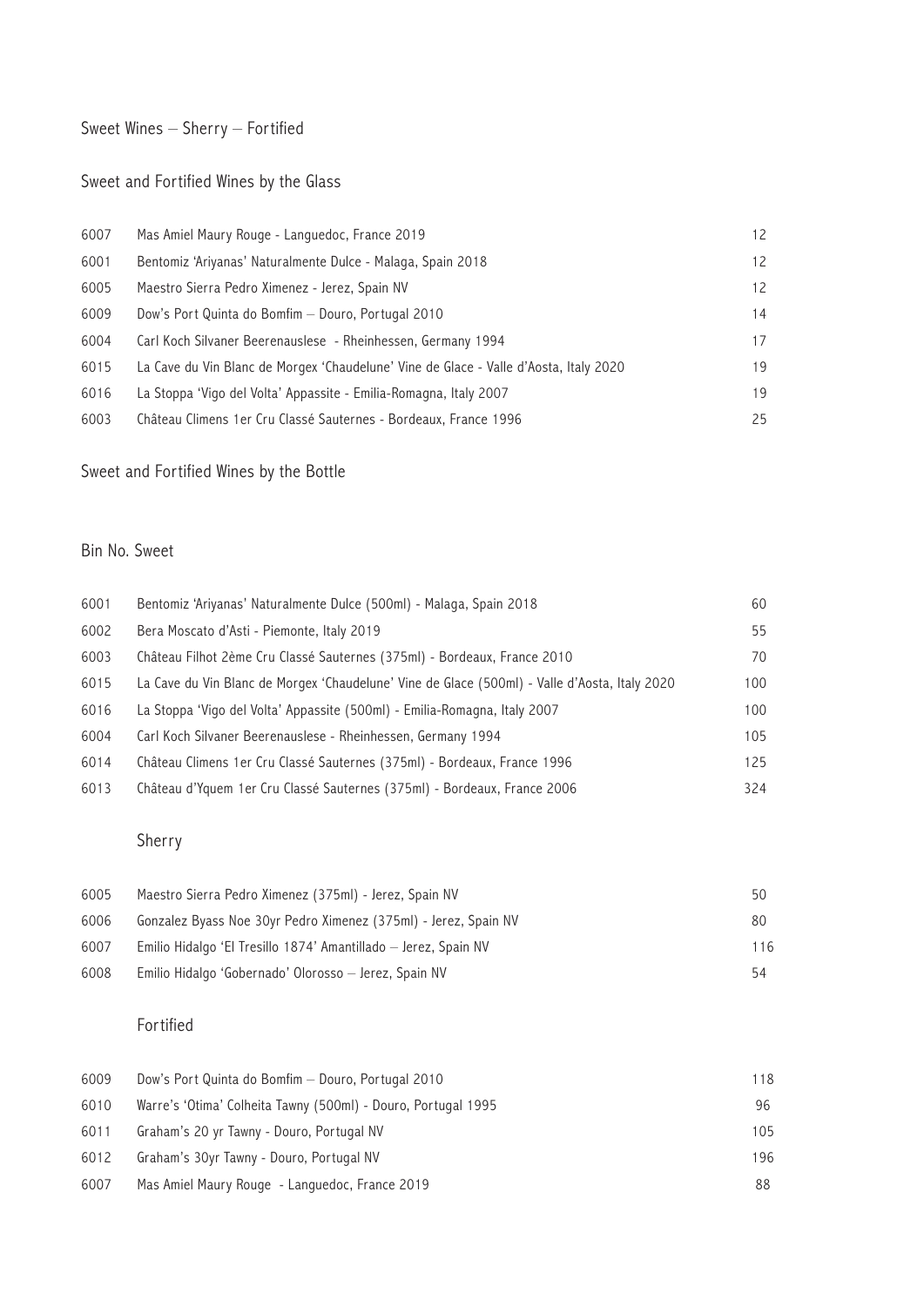# Sweet Wines – Sherry – Fortified

## Sweet and Fortified Wines by the Glass

| | | |
|---|---|---|
| 6007 | Mas Amiel Maury Rouge - Languedoc, France 2019 | 12 |
| 6001 | Bentomiz 'Ariyanas' Naturalmente Dulce - Malaga, Spain 2018 | 12 |
| 6005 | Maestro Sierra Pedro Ximenez - Jerez, Spain NV | 12 |
| 6009 | Dow's Port Quinta do Bomfim – Douro, Portugal 2010 | 14 |
| 6004 | Carl Koch Silvaner Beerenauslese - Rheinhessen, Germany 1994 | 17 |
| 6015 | La Cave du Vin Blanc de Morgex 'Chaudelune' Vine de Glace - Valle d'Aosta, Italy 2020 | 19 |
| 6016 | La Stoppa 'Vigo del Volta' Appassite - Emilia-Romagna, Italy 2007 | 19 |
| 6003 | Château Climens 1er Cru Classé Sauternes - Bordeaux, France 1996 | 25 |

## Sweet and Fortified Wines by the Bottle

### Bin No. Sweet

| | | |
|---|---|---|
| 6001 | Bentomiz 'Ariyanas' Naturalmente Dulce (500ml) - Malaga, Spain 2018 | 60 |
| 6002 | Bera Moscato d'Asti - Piemonte, Italy 2019 | 55 |
| 6003 | Château Filhot 2ème Cru Classé Sauternes (375ml) - Bordeaux, France 2010 | 70 |
| 6015 | La Cave du Vin Blanc de Morgex 'Chaudelune' Vine de Glace (500ml) - Valle d'Aosta, Italy 2020 | 100 |
| 6016 | La Stoppa 'Vigo del Volta' Appassite (500ml) - Emilia-Romagna, Italy 2007 | 100 |
| 6004 | Carl Koch Silvaner Beerenauslese - Rheinhessen, Germany 1994 | 105 |
| 6014 | Château Climens 1er Cru Classé Sauternes (375ml) - Bordeaux, France 1996 | 125 |
| 6013 | Château d'Yquem 1er Cru Classé Sauternes (375ml) - Bordeaux, France 2006 | 324 |

### Sherry

| | | |
|---|---|---|
| 6005 | Maestro Sierra Pedro Ximenez (375ml) - Jerez, Spain NV | 50 |
| 6006 | Gonzalez Byass Noe 30yr Pedro Ximenez (375ml) - Jerez, Spain NV | 80 |
| 6007 | Emilio Hidalgo 'El Tresillo 1874' Amantillado – Jerez, Spain NV | 116 |
| 6008 | Emilio Hidalgo 'Gobernado' Olorosso – Jerez, Spain NV | 54 |

### Fortified

| | | |
|---|---|---|
| 6009 | Dow's Port Quinta do Bomfim – Douro, Portugal 2010 | 118 |
| 6010 | Warre's 'Otima' Colheita Tawny (500ml) - Douro, Portugal 1995 | 96 |
| 6011 | Graham's 20 yr Tawny - Douro, Portugal NV | 105 |
| 6012 | Graham's 30yr Tawny - Douro, Portugal NV | 196 |
| 6007 | Mas Amiel Maury Rouge - Languedoc, France 2019 | 88 |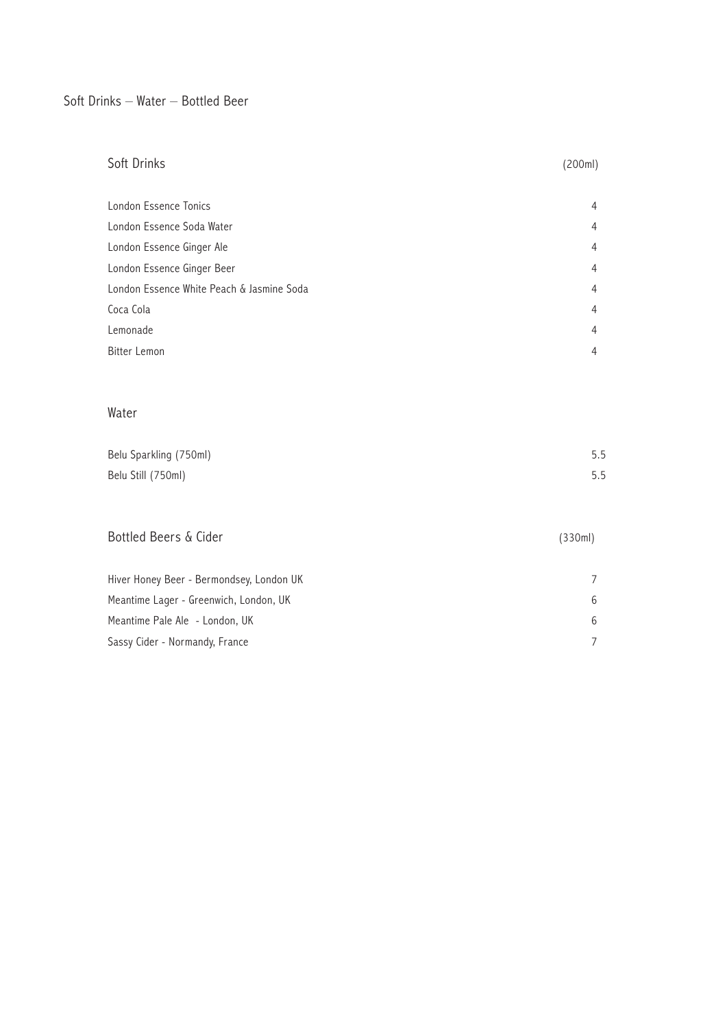# Soft Drinks – Water – Bottled Beer

## Soft Drinks

| Soft Drinks | (200ml) |
| --- | --- |
| London Essence Tonics | 4 |
| London Essence Soda Water | 4 |
| London Essence Ginger Ale | 4 |
| London Essence Ginger Beer | 4 |
| London Essence White Peach & Jasmine Soda | 4 |
| Coca Cola | 4 |
| Lemonade | 4 |
| Bitter Lemon | 4 |

## Water

| | |
| --- | --- |
| Belu Sparkling (750ml) | 5.5 |
| Belu Still (750ml) | 5.5 |

## Bottled Beers & Cider

| Bottled Beers & Cider | (330ml) |
| --- | --- |
| Hiver Honey Beer - Bermondsey, London UK | 7 |
| Meantime Lager - Greenwich, London, UK | 6 |
| Meantime Pale Ale - London, UK | 6 |
| Sassy Cider - Normandy, France | 7 |